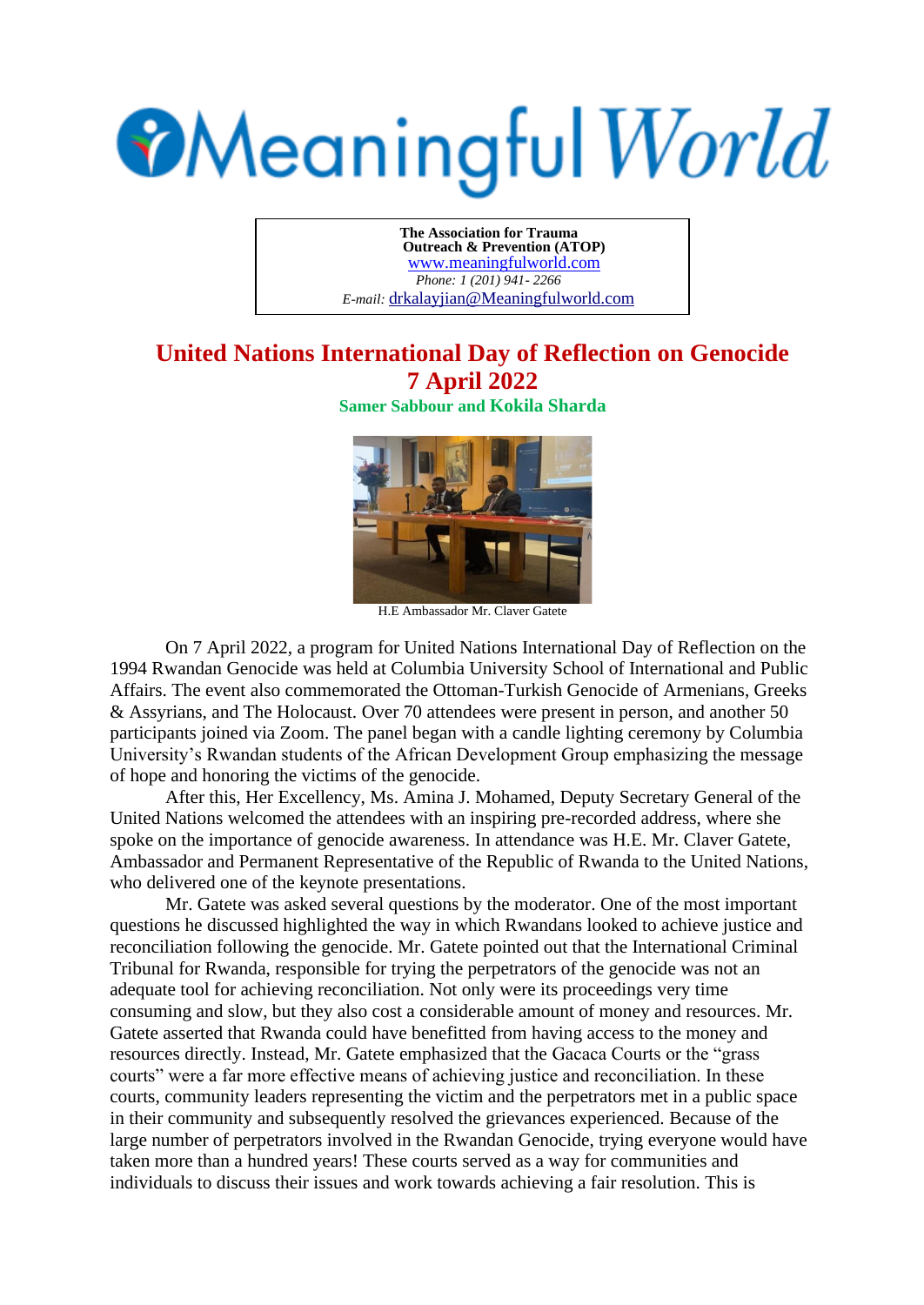# Meaningful World

**The Association for Trauma Outreach & Prevention (ATOP)**
www.meaningfulworld.com
*Phone: 1 (201) 941- 2266*
*E-mail:* drkalayjian@Meaningfulworld.com

# United Nations International Day of Reflection on Genocide 7 April 2022

**Samer Sabbour and Kokila Sharda**

H.E Ambassador Mr. Claver Gatete

On 7 April 2022, a program for United Nations International Day of Reflection on the 1994 Rwandan Genocide was held at Columbia University School of International and Public Affairs. The event also commemorated the Ottoman-Turkish Genocide of Armenians, Greeks & Assyrians, and The Holocaust. Over 70 attendees were present in person, and another 50 participants joined via Zoom. The panel began with a candle lighting ceremony by Columbia University's Rwandan students of the African Development Group emphasizing the message of hope and honoring the victims of the genocide.

After this, Her Excellency, Ms. Amina J. Mohamed, Deputy Secretary General of the United Nations welcomed the attendees with an inspiring pre-recorded address, where she spoke on the importance of genocide awareness. In attendance was H.E. Mr. Claver Gatete, Ambassador and Permanent Representative of the Republic of Rwanda to the United Nations, who delivered one of the keynote presentations.

Mr. Gatete was asked several questions by the moderator. One of the most important questions he discussed highlighted the way in which Rwandans looked to achieve justice and reconciliation following the genocide. Mr. Gatete pointed out that the International Criminal Tribunal for Rwanda, responsible for trying the perpetrators of the genocide was not an adequate tool for achieving reconciliation. Not only were its proceedings very time consuming and slow, but they also cost a considerable amount of money and resources. Mr. Gatete asserted that Rwanda could have benefitted from having access to the money and resources directly. Instead, Mr. Gatete emphasized that the Gacaca Courts or the "grass courts" were a far more effective means of achieving justice and reconciliation. In these courts, community leaders representing the victim and the perpetrators met in a public space in their community and subsequently resolved the grievances experienced. Because of the large number of perpetrators involved in the Rwandan Genocide, trying everyone would have taken more than a hundred years! These courts served as a way for communities and individuals to discuss their issues and work towards achieving a fair resolution. This is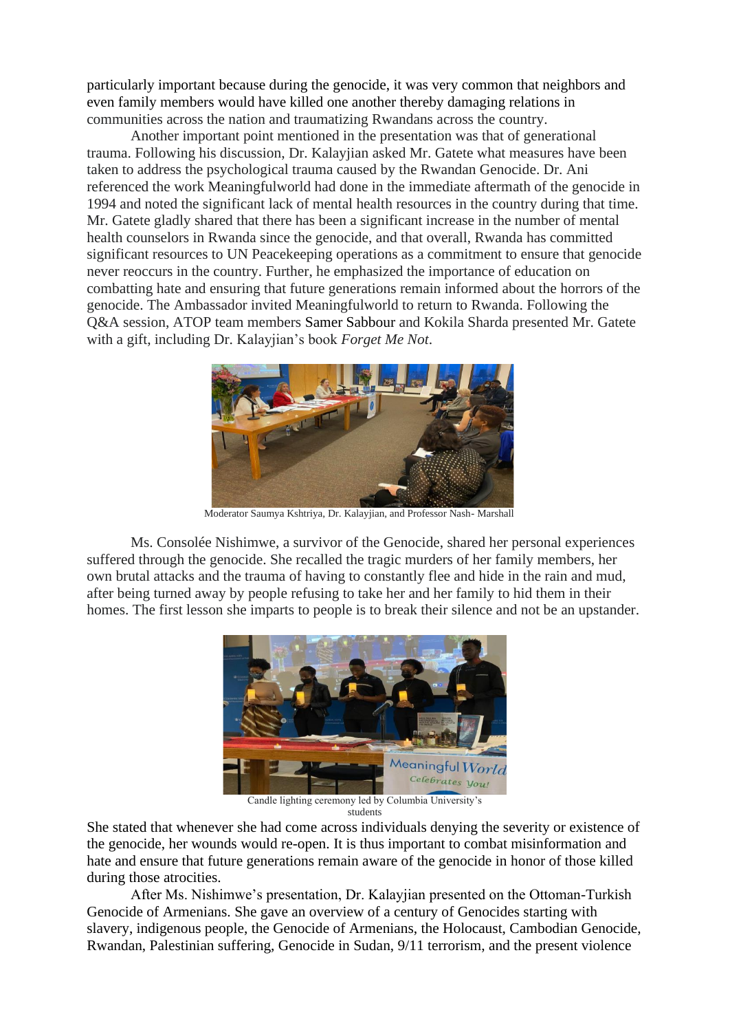particularly important because during the genocide, it was very common that neighbors and even family members would have killed one another thereby damaging relations in communities across the nation and traumatizing Rwandans across the country.

Another important point mentioned in the presentation was that of generational trauma. Following his discussion, Dr. Kalayjian asked Mr. Gatete what measures have been taken to address the psychological trauma caused by the Rwandan Genocide. Dr. Ani referenced the work Meaningfulworld had done in the immediate aftermath of the genocide in 1994 and noted the significant lack of mental health resources in the country during that time. Mr. Gatete gladly shared that there has been a significant increase in the number of mental health counselors in Rwanda since the genocide, and that overall, Rwanda has committed significant resources to UN Peacekeeping operations as a commitment to ensure that genocide never reoccurs in the country. Further, he emphasized the importance of education on combatting hate and ensuring that future generations remain informed about the horrors of the genocide. The Ambassador invited Meaningfulworld to return to Rwanda. Following the Q&A session, ATOP team members Samer Sabbour and Kokila Sharda presented Mr. Gatete with a gift, including Dr. Kalayjian's book *Forget Me Not*.

Moderator Saumya Kshtriya, Dr. Kalayjian, and Professor Nash- Marshall

Ms. Consolée Nishimwe, a survivor of the Genocide, shared her personal experiences suffered through the genocide. She recalled the tragic murders of her family members, her own brutal attacks and the trauma of having to constantly flee and hide in the rain and mud, after being turned away by people refusing to take her and her family to hid them in their homes. The first lesson she imparts to people is to break their silence and not be an upstander.

Candle lighting ceremony led by Columbia University's students

She stated that whenever she had come across individuals denying the severity or existence of the genocide, her wounds would re-open. It is thus important to combat misinformation and hate and ensure that future generations remain aware of the genocide in honor of those killed during those atrocities.

After Ms. Nishimwe's presentation, Dr. Kalayjian presented on the Ottoman-Turkish Genocide of Armenians. She gave an overview of a century of Genocides starting with slavery, indigenous people, the Genocide of Armenians, the Holocaust, Cambodian Genocide, Rwandan, Palestinian suffering, Genocide in Sudan, 9/11 terrorism, and the present violence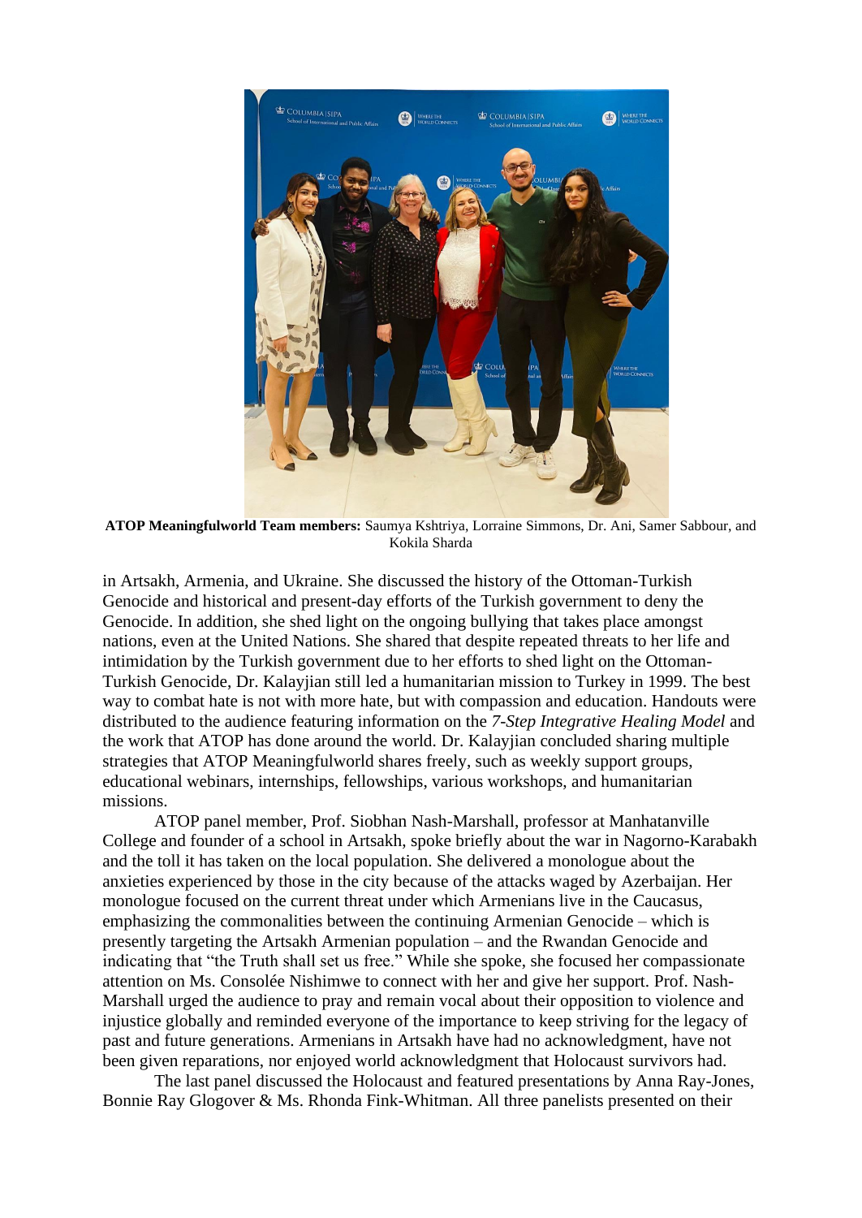**ATOP Meaningfulworld Team members:** Saumya Kshtriya, Lorraine Simmons, Dr. Ani, Samer Sabbour, and Kokila Sharda

in Artsakh, Armenia, and Ukraine. She discussed the history of the Ottoman-Turkish Genocide and historical and present-day efforts of the Turkish government to deny the Genocide. In addition, she shed light on the ongoing bullying that takes place amongst nations, even at the United Nations. She shared that despite repeated threats to her life and intimidation by the Turkish government due to her efforts to shed light on the Ottoman-Turkish Genocide, Dr. Kalayjian still led a humanitarian mission to Turkey in 1999. The best way to combat hate is not with more hate, but with compassion and education. Handouts were distributed to the audience featuring information on the *7-Step Integrative Healing Model* and the work that ATOP has done around the world. Dr. Kalayjian concluded sharing multiple strategies that ATOP Meaningfulworld shares freely, such as weekly support groups, educational webinars, internships, fellowships, various workshops, and humanitarian missions.

ATOP panel member, Prof. Siobhan Nash-Marshall, professor at Manhatanville College and founder of a school in Artsakh, spoke briefly about the war in Nagorno-Karabakh and the toll it has taken on the local population. She delivered a monologue about the anxieties experienced by those in the city because of the attacks waged by Azerbaijan. Her monologue focused on the current threat under which Armenians live in the Caucasus, emphasizing the commonalities between the continuing Armenian Genocide – which is presently targeting the Artsakh Armenian population – and the Rwandan Genocide and indicating that "the Truth shall set us free." While she spoke, she focused her compassionate attention on Ms. Consolée Nishimwe to connect with her and give her support. Prof. Nash-Marshall urged the audience to pray and remain vocal about their opposition to violence and injustice globally and reminded everyone of the importance to keep striving for the legacy of past and future generations. Armenians in Artsakh have had no acknowledgment, have not been given reparations, nor enjoyed world acknowledgment that Holocaust survivors had.

The last panel discussed the Holocaust and featured presentations by Anna Ray-Jones, Bonnie Ray Glogover & Ms. Rhonda Fink-Whitman. All three panelists presented on their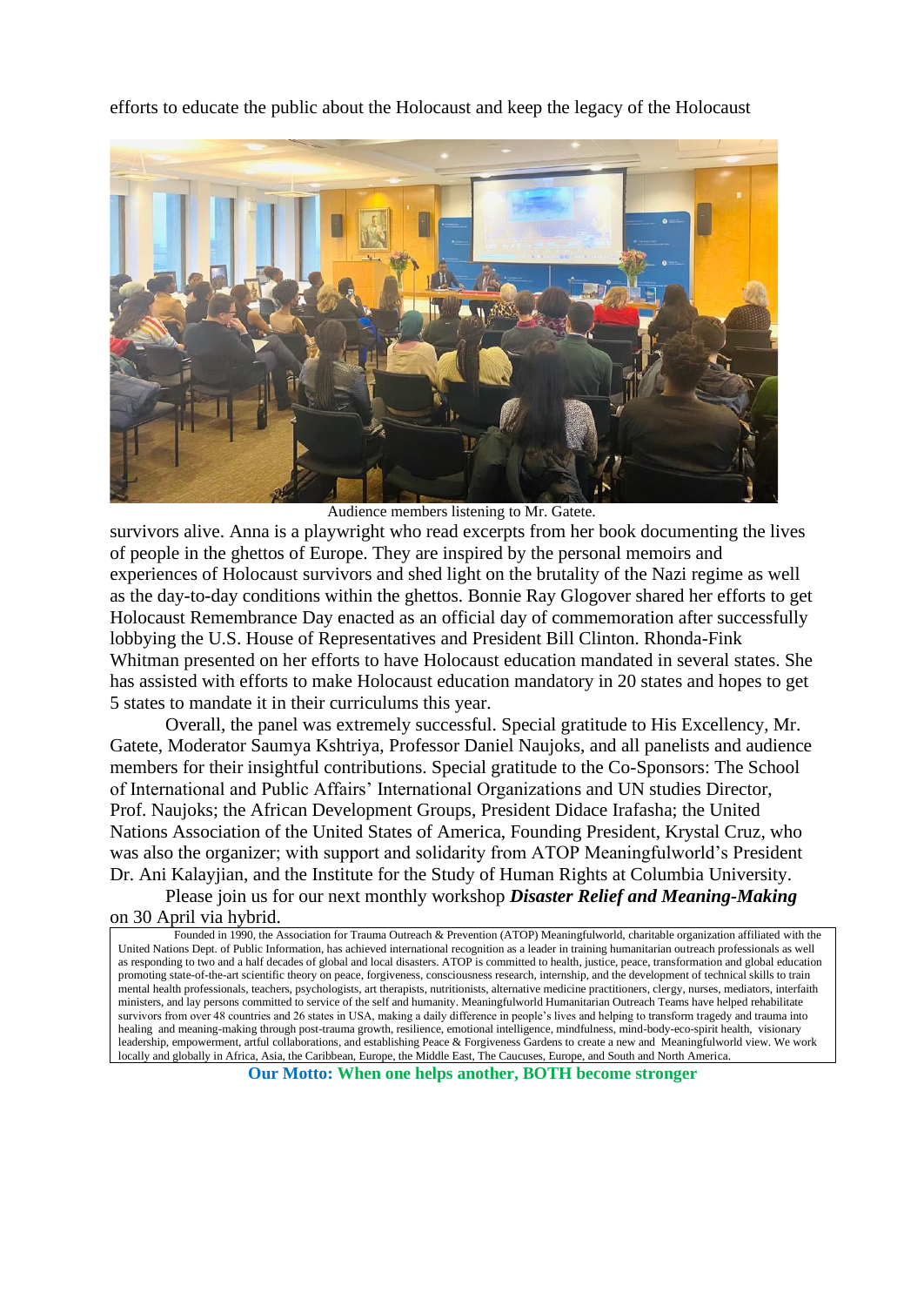efforts to educate the public about the Holocaust and keep the legacy of the Holocaust

Audience members listening to Mr. Gatete.

survivors alive. Anna is a playwright who read excerpts from her book documenting the lives of people in the ghettos of Europe. They are inspired by the personal memoirs and experiences of Holocaust survivors and shed light on the brutality of the Nazi regime as well as the day-to-day conditions within the ghettos. Bonnie Ray Glogover shared her efforts to get Holocaust Remembrance Day enacted as an official day of commemoration after successfully lobbying the U.S. House of Representatives and President Bill Clinton. Rhonda-Fink Whitman presented on her efforts to have Holocaust education mandated in several states. She has assisted with efforts to make Holocaust education mandatory in 20 states and hopes to get 5 states to mandate it in their curriculums this year.

Overall, the panel was extremely successful. Special gratitude to His Excellency, Mr. Gatete, Moderator Saumya Kshtriya, Professor Daniel Naujoks, and all panelists and audience members for their insightful contributions. Special gratitude to the Co-Sponsors: The School of International and Public Affairs' International Organizations and UN studies Director, Prof. Naujoks; the African Development Groups, President Didace Irafasha; the United Nations Association of the United States of America, Founding President, Krystal Cruz, who was also the organizer; with support and solidarity from ATOP Meaningfulworld's President Dr. Ani Kalayjian, and the Institute for the Study of Human Rights at Columbia University.

Please join us for our next monthly workshop ***Disaster Relief and Meaning-Making*** on 30 April via hybrid.

Founded in 1990, the Association for Trauma Outreach & Prevention (ATOP) Meaningfulworld, charitable organization affiliated with the United Nations Dept. of Public Information, has achieved international recognition as a leader in training humanitarian outreach professionals as well as responding to two and a half decades of global and local disasters. ATOP is committed to health, justice, peace, transformation and global education promoting state-of-the-art scientific theory on peace, forgiveness, consciousness research, internship, and the development of technical skills to train mental health professionals, teachers, psychologists, art therapists, nutritionists, alternative medicine practitioners, clergy, nurses, mediators, interfaith ministers, and lay persons committed to service of the self and humanity. Meaningfulworld Humanitarian Outreach Teams have helped rehabilitate survivors from over 48 countries and 26 states in USA, making a daily difference in people's lives and helping to transform tragedy and trauma into healing and meaning-making through post-trauma growth, resilience, emotional intelligence, mindfulness, mind-body-eco-spirit health, visionary leadership, empowerment, artful collaborations, and establishing Peace & Forgiveness Gardens to create a new and Meaningfulworld view. We work locally and globally in Africa, Asia, the Caribbean, Europe, the Middle East, The Caucuses, Europe, and South and North America.

**Our Motto: When one helps another, BOTH become stronger**